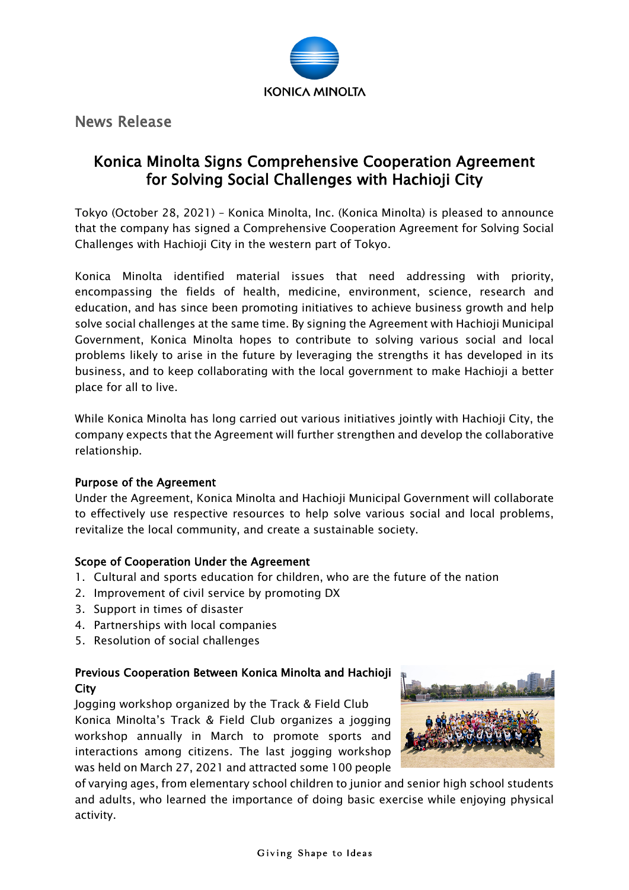# News Release

## Konica Minolta Signs Comprehensive Cooperation Agreement for Solving Social Challenges with Hachioji City

Tokyo (October 28, 2021) – Konica Minolta, Inc. (Konica Minolta) is pleased to announce that the company has signed a Comprehensive Cooperation Agreement for Solving Social Challenges with Hachioji City in the western part of Tokyo.

Konica Minolta identified material issues that need addressing with priority, encompassing the fields of health, medicine, environment, science, research and education, and has since been promoting initiatives to achieve business growth and help solve social challenges at the same time. By signing the Agreement with Hachioji Municipal Government, Konica Minolta hopes to contribute to solving various social and local problems likely to arise in the future by leveraging the strengths it has developed in its business, and to keep collaborating with the local government to make Hachioji a better place for all to live.

While Konica Minolta has long carried out various initiatives jointly with Hachioji City, the company expects that the Agreement will further strengthen and develop the collaborative relationship.

### Purpose of the Agreement

Under the Agreement, Konica Minolta and Hachioji Municipal Government will collaborate to effectively use respective resources to help solve various social and local problems, revitalize the local community, and create a sustainable society.

### Scope of Cooperation Under the Agreement

1. Cultural and sports education for children, who are the future of the nation
2. Improvement of civil service by promoting DX
3. Support in times of disaster
4. Partnerships with local companies
5. Resolution of social challenges

### Previous Cooperation Between Konica Minolta and Hachioji City

Jogging workshop organized by the Track & Field Club

Konica Minolta's Track & Field Club organizes a jogging workshop annually in March to promote sports and interactions among citizens. The last jogging workshop was held on March 27, 2021 and attracted some 100 people of varying ages, from elementary school children to junior and senior high school students and adults, who learned the importance of doing basic exercise while enjoying physical activity.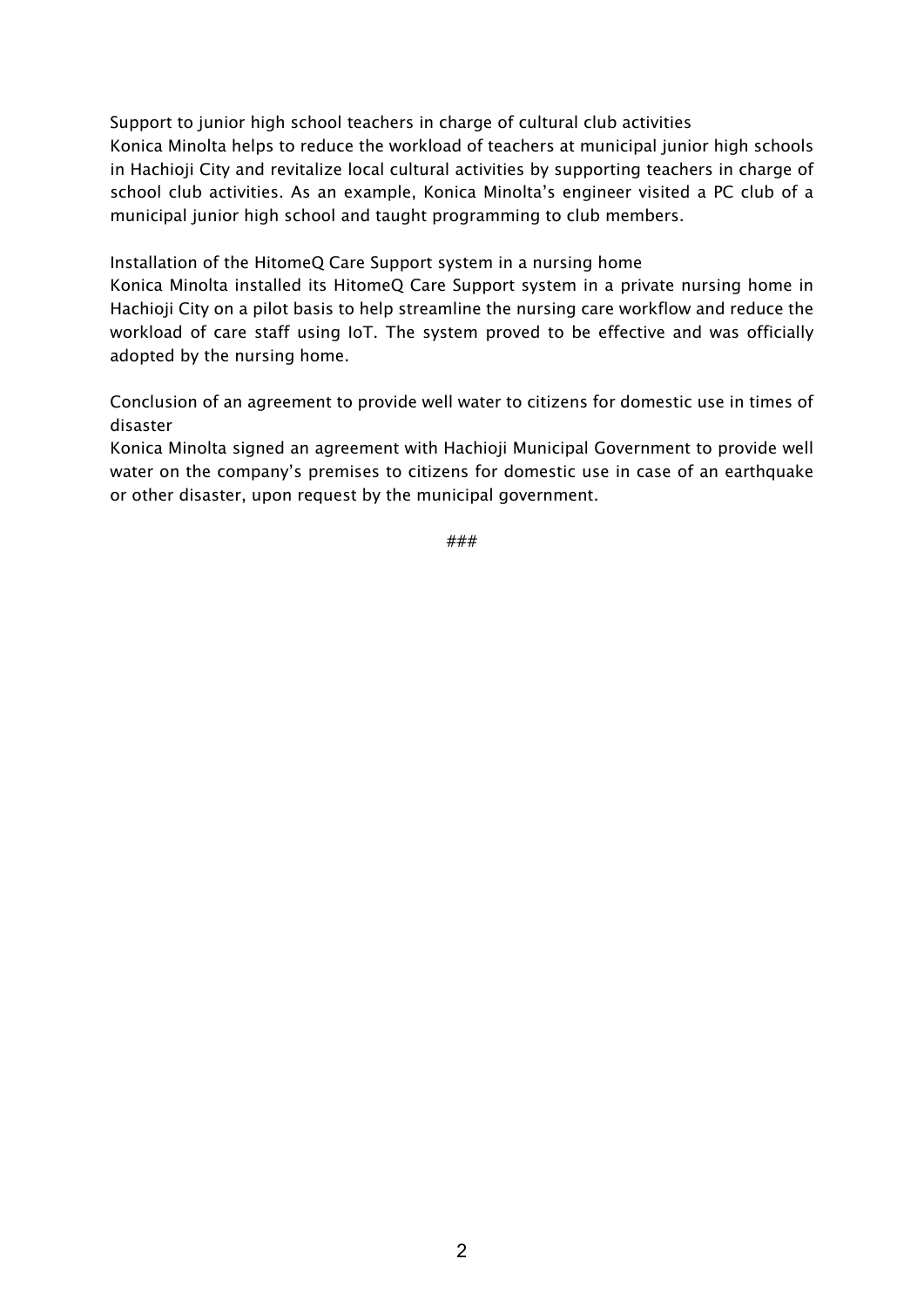Support to junior high school teachers in charge of cultural club activities

Konica Minolta helps to reduce the workload of teachers at municipal junior high schools in Hachioji City and revitalize local cultural activities by supporting teachers in charge of school club activities. As an example, Konica Minolta's engineer visited a PC club of a municipal junior high school and taught programming to club members.

Installation of the HitomeQ Care Support system in a nursing home

Konica Minolta installed its HitomeQ Care Support system in a private nursing home in Hachioji City on a pilot basis to help streamline the nursing care workflow and reduce the workload of care staff using IoT. The system proved to be effective and was officially adopted by the nursing home.

Conclusion of an agreement to provide well water to citizens for domestic use in times of disaster

Konica Minolta signed an agreement with Hachioji Municipal Government to provide well water on the company's premises to citizens for domestic use in case of an earthquake or other disaster, upon request by the municipal government.

###